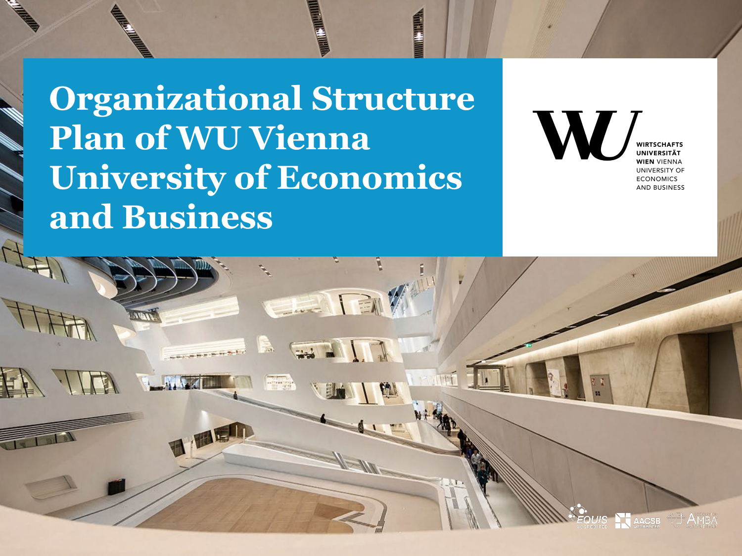# Organizational Structure Plan of WU Vienna University of Economics and Business

WIRTSCHAFTS UNIVERSITÄT WIEN VIENNA UNIVERSITY OF ECONOMICS AND BUSINESS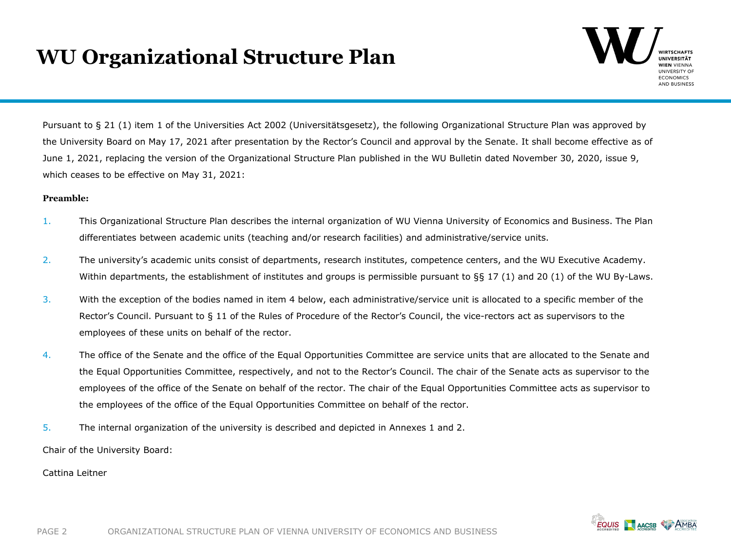# WU Organizational Structure Plan

Pursuant to § 21 (1) item 1 of the Universities Act 2002 (Universitätsgesetz), the following Organizational Structure Plan was approved by the University Board on May 17, 2021 after presentation by the Rector's Council and approval by the Senate. It shall become effective as of June 1, 2021, replacing the version of the Organizational Structure Plan published in the WU Bulletin dated November 30, 2020, issue 9, which ceases to be effective on May 31, 2021:

**Preamble:**

1. This Organizational Structure Plan describes the internal organization of WU Vienna University of Economics and Business. The Plan differentiates between academic units (teaching and/or research facilities) and administrative/service units.
2. The university's academic units consist of departments, research institutes, competence centers, and the WU Executive Academy. Within departments, the establishment of institutes and groups is permissible pursuant to §§ 17 (1) and 20 (1) of the WU By-Laws.
3. With the exception of the bodies named in item 4 below, each administrative/service unit is allocated to a specific member of the Rector's Council. Pursuant to § 11 of the Rules of Procedure of the Rector's Council, the vice-rectors act as supervisors to the employees of these units on behalf of the rector.
4. The office of the Senate and the office of the Equal Opportunities Committee are service units that are allocated to the Senate and the Equal Opportunities Committee, respectively, and not to the Rector's Council. The chair of the Senate acts as supervisor to the employees of the office of the Senate on behalf of the rector. The chair of the Equal Opportunities Committee acts as supervisor to the employees of the office of the Equal Opportunities Committee on behalf of the rector.
5. The internal organization of the university is described and depicted in Annexes 1 and 2.

Chair of the University Board:

Cattina Leitner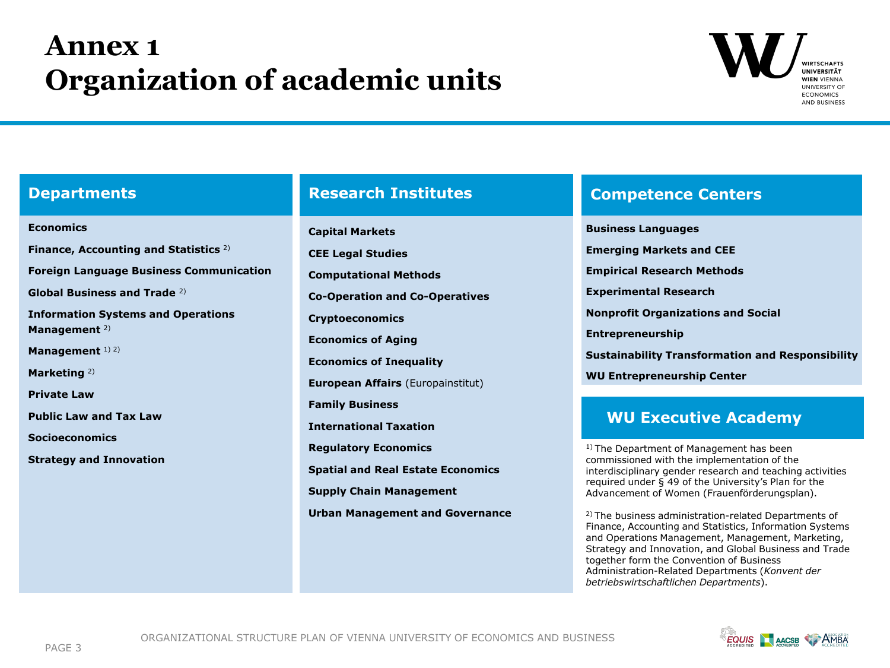# Annex 1
# Organization of academic units

## Departments

- **Economics**
- **Finance, Accounting and Statistics** [2]
- **Foreign Language Business Communication**
- **Global Business and Trade** [2]
- **Information Systems and Operations Management** [2]
- **Management** [1] [2]
- **Marketing** [2]
- **Private Law**
- **Public Law and Tax Law**
- **Socioeconomics**
- **Strategy and Innovation**

## Research Institutes

- **Capital Markets**
- **CEE Legal Studies**
- **Computational Methods**
- **Co-Operation and Co-Operatives**
- **Cryptoeconomics**
- **Economics of Aging**
- **Economics of Inequality**
- **European Affairs** (Europainstitut)
- **Family Business**
- **International Taxation**
- **Regulatory Economics**
- **Spatial and Real Estate Economics**
- **Supply Chain Management**
- **Urban Management and Governance**

## Competence Centers

- **Business Languages**
- **Emerging Markets and CEE**
- **Empirical Research Methods**
- **Experimental Research**
- **Nonprofit Organizations and Social Entrepreneurship**
- **Sustainability Transformation and Responsibility**
- **WU Entrepreneurship Center**

## WU Executive Academy

[1] The Department of Management has been commissioned with the implementation of the interdisciplinary gender research and teaching activities required under § 49 of the University's Plan for the Advancement of Women (Frauenförderungsplan).

[2] The business administration-related Departments of Finance, Accounting and Statistics, Information Systems and Operations Management, Management, Marketing, Strategy and Innovation, and Global Business and Trade together form the Convention of Business Administration-Related Departments (*Konvent der betriebswirtschaftlichen Departments*).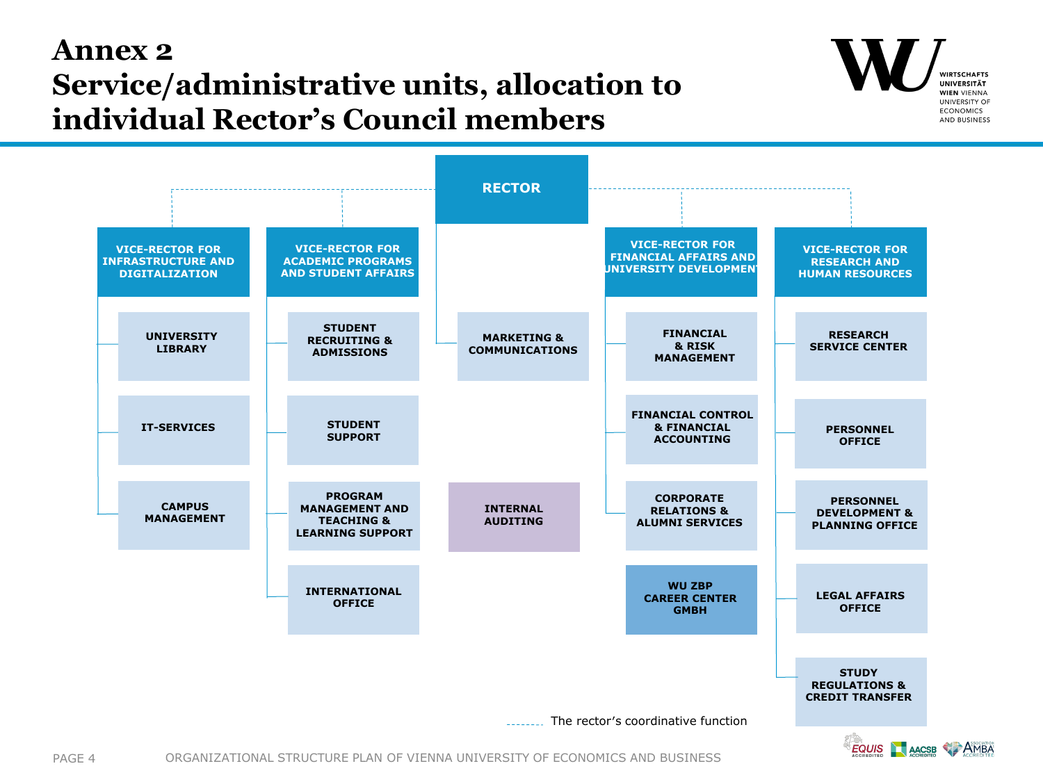# Annex 2
# Service/administrative units, allocation to individual Rector's Council members

RECTOR

VICE-RECTOR FOR INFRASTRUCTURE AND DIGITALIZATION
- UNIVERSITY LIBRARY
- IT-SERVICES
- CAMPUS MANAGEMENT

VICE-RECTOR FOR ACADEMIC PROGRAMS AND STUDENT AFFAIRS
- STUDENT RECRUITING & ADMISSIONS
- STUDENT SUPPORT
- PROGRAM MANAGEMENT AND TEACHING & LEARNING SUPPORT
- INTERNATIONAL OFFICE

RECTOR
- MARKETING & COMMUNICATIONS
- INTERNAL AUDITING

VICE-RECTOR FOR FINANCIAL AFFAIRS AND UNIVERSITY DEVELOPMENT
- FINANCIAL & RISK MANAGEMENT
- FINANCIAL CONTROL & FINANCIAL ACCOUNTING
- CORPORATE RELATIONS & ALUMNI SERVICES
- WU ZBP CAREER CENTER GMBH

VICE-RECTOR FOR RESEARCH AND HUMAN RESOURCES
- RESEARCH SERVICE CENTER
- PERSONNEL OFFICE
- PERSONNEL DEVELOPMENT & PLANNING OFFICE
- LEGAL AFFAIRS OFFICE
- STUDY REGULATIONS & CREDIT TRANSFER

------- The rector's coordinative function